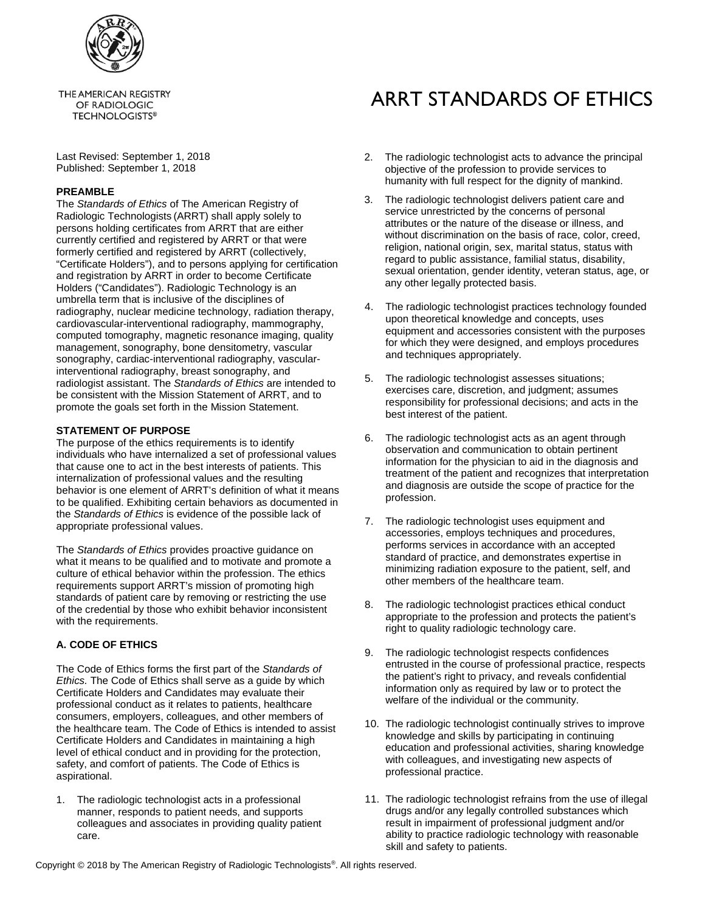THE AMERICAN REGISTRY OF RADIOLOGIC TECHNOLOGISTS®

# ARRT STANDARDS OF ETHICS

Last Revised: September 1, 2018
Published: September 1, 2018

**PREAMBLE**

The *Standards of Ethics* of The American Registry of Radiologic Technologists (ARRT) shall apply solely to persons holding certificates from ARRT that are either currently certified and registered by ARRT or that were formerly certified and registered by ARRT (collectively, "Certificate Holders"), and to persons applying for certification and registration by ARRT in order to become Certificate Holders ("Candidates"). Radiologic Technology is an umbrella term that is inclusive of the disciplines of radiography, nuclear medicine technology, radiation therapy, cardiovascular-interventional radiography, mammography, computed tomography, magnetic resonance imaging, quality management, sonography, bone densitometry, vascular sonography, cardiac-interventional radiography, vascular-interventional radiography, breast sonography, and radiologist assistant. The *Standards of Ethics* are intended to be consistent with the Mission Statement of ARRT, and to promote the goals set forth in the Mission Statement.

**STATEMENT OF PURPOSE**

The purpose of the ethics requirements is to identify individuals who have internalized a set of professional values that cause one to act in the best interests of patients. This internalization of professional values and the resulting behavior is one element of ARRT's definition of what it means to be qualified. Exhibiting certain behaviors as documented in the *Standards of Ethics* is evidence of the possible lack of appropriate professional values.

The *Standards of Ethics* provides proactive guidance on what it means to be qualified and to motivate and promote a culture of ethical behavior within the profession. The ethics requirements support ARRT's mission of promoting high standards of patient care by removing or restricting the use of the credential by those who exhibit behavior inconsistent with the requirements.

**A. CODE OF ETHICS**

The Code of Ethics forms the first part of the *Standards of Ethics.* The Code of Ethics shall serve as a guide by which Certificate Holders and Candidates may evaluate their professional conduct as it relates to patients, healthcare consumers, employers, colleagues, and other members of the healthcare team. The Code of Ethics is intended to assist Certificate Holders and Candidates in maintaining a high level of ethical conduct and in providing for the protection, safety, and comfort of patients. The Code of Ethics is aspirational.

1. The radiologic technologist acts in a professional manner, responds to patient needs, and supports colleagues and associates in providing quality patient care.
2. The radiologic technologist acts to advance the principal objective of the profession to provide services to humanity with full respect for the dignity of mankind.
3. The radiologic technologist delivers patient care and service unrestricted by the concerns of personal attributes or the nature of the disease or illness, and without discrimination on the basis of race, color, creed, religion, national origin, sex, marital status, status with regard to public assistance, familial status, disability, sexual orientation, gender identity, veteran status, age, or any other legally protected basis.
4. The radiologic technologist practices technology founded upon theoretical knowledge and concepts, uses equipment and accessories consistent with the purposes for which they were designed, and employs procedures and techniques appropriately.
5. The radiologic technologist assesses situations; exercises care, discretion, and judgment; assumes responsibility for professional decisions; and acts in the best interest of the patient.
6. The radiologic technologist acts as an agent through observation and communication to obtain pertinent information for the physician to aid in the diagnosis and treatment of the patient and recognizes that interpretation and diagnosis are outside the scope of practice for the profession.
7. The radiologic technologist uses equipment and accessories, employs techniques and procedures, performs services in accordance with an accepted standard of practice, and demonstrates expertise in minimizing radiation exposure to the patient, self, and other members of the healthcare team.
8. The radiologic technologist practices ethical conduct appropriate to the profession and protects the patient's right to quality radiologic technology care.
9. The radiologic technologist respects confidences entrusted in the course of professional practice, respects the patient's right to privacy, and reveals confidential information only as required by law or to protect the welfare of the individual or the community.
10. The radiologic technologist continually strives to improve knowledge and skills by participating in continuing education and professional activities, sharing knowledge with colleagues, and investigating new aspects of professional practice.
11. The radiologic technologist refrains from the use of illegal drugs and/or any legally controlled substances which result in impairment of professional judgment and/or ability to practice radiologic technology with reasonable skill and safety to patients.

Copyright © 2018 by The American Registry of Radiologic Technologists®. All rights reserved.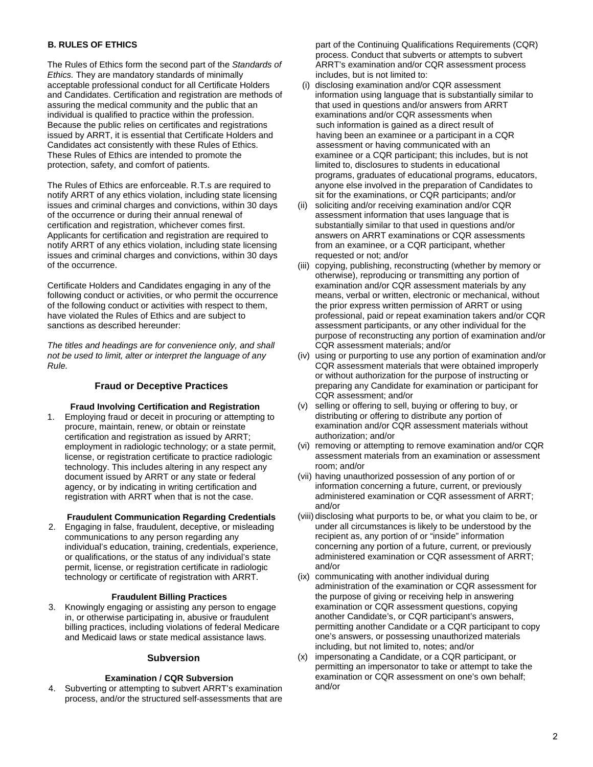**B. RULES OF ETHICS**

The Rules of Ethics form the second part of the *Standards of Ethics*. They are mandatory standards of minimally acceptable professional conduct for all Certificate Holders and Candidates. Certification and registration are methods of assuring the medical community and the public that an individual is qualified to practice within the profession. Because the public relies on certificates and registrations issued by ARRT, it is essential that Certificate Holders and Candidates act consistently with these Rules of Ethics. These Rules of Ethics are intended to promote the protection, safety, and comfort of patients.

The Rules of Ethics are enforceable. R.T.s are required to notify ARRT of any ethics violation, including state licensing issues and criminal charges and convictions, within 30 days of the occurrence or during their annual renewal of certification and registration, whichever comes first. Applicants for certification and registration are required to notify ARRT of any ethics violation, including state licensing issues and criminal charges and convictions, within 30 days of the occurrence.

Certificate Holders and Candidates engaging in any of the following conduct or activities, or who permit the occurrence of the following conduct or activities with respect to them, have violated the Rules of Ethics and are subject to sanctions as described hereunder:

*The titles and headings are for convenience only, and shall not be used to limit, alter or interpret the language of any Rule.*

### Fraud or Deceptive Practices

#### Fraud Involving Certification and Registration

1. Employing fraud or deceit in procuring or attempting to procure, maintain, renew, or obtain or reinstate certification and registration as issued by ARRT; employment in radiologic technology; or a state permit, license, or registration certificate to practice radiologic technology. This includes altering in any respect any document issued by ARRT or any state or federal agency, or by indicating in writing certification and registration with ARRT when that is not the case.

#### Fraudulent Communication Regarding Credentials

2. Engaging in false, fraudulent, deceptive, or misleading communications to any person regarding any individual's education, training, credentials, experience, or qualifications, or the status of any individual's state permit, license, or registration certificate in radiologic technology or certificate of registration with ARRT.

#### Fraudulent Billing Practices

3. Knowingly engaging or assisting any person to engage in, or otherwise participating in, abusive or fraudulent billing practices, including violations of federal Medicare and Medicaid laws or state medical assistance laws.

### Subversion

#### Examination / CQR Subversion

4. Subverting or attempting to subvert ARRT's examination process, and/or the structured self-assessments that are part of the Continuing Qualifications Requirements (CQR) process. Conduct that subverts or attempts to subvert ARRT's examination and/or CQR assessment process includes, but is not limited to:
   (i) disclosing examination and/or CQR assessment information using language that is substantially similar to that used in questions and/or answers from ARRT examinations and/or CQR assessments when such information is gained as a direct result of having been an examinee or a participant in a CQR assessment or having communicated with an examinee or a CQR participant; this includes, but is not limited to, disclosures to students in educational programs, graduates of educational programs, educators, anyone else involved in the preparation of Candidates to sit for the examinations, or CQR participants; and/or
   (ii) soliciting and/or receiving examination and/or CQR assessment information that uses language that is substantially similar to that used in questions and/or answers on ARRT examinations or CQR assessments from an examinee, or a CQR participant, whether requested or not; and/or
   (iii) copying, publishing, reconstructing (whether by memory or otherwise), reproducing or transmitting any portion of examination and/or CQR assessment materials by any means, verbal or written, electronic or mechanical, without the prior express written permission of ARRT or using professional, paid or repeat examination takers and/or CQR assessment participants, or any other individual for the purpose of reconstructing any portion of examination and/or CQR assessment materials; and/or
   (iv) using or purporting to use any portion of examination and/or CQR assessment materials that were obtained improperly or without authorization for the purpose of instructing or preparing any Candidate for examination or participant for CQR assessment; and/or
   (v) selling or offering to sell, buying or offering to buy, or distributing or offering to distribute any portion of examination and/or CQR assessment materials without authorization; and/or
   (vi) removing or attempting to remove examination and/or CQR assessment materials from an examination or assessment room; and/or
   (vii) having unauthorized possession of any portion of or information concerning a future, current, or previously administered examination or CQR assessment of ARRT; and/or
   (viii) disclosing what purports to be, or what you claim to be, or under all circumstances is likely to be understood by the recipient as, any portion of or "inside" information concerning any portion of a future, current, or previously administered examination or CQR assessment of ARRT; and/or
   (ix) communicating with another individual during administration of the examination or CQR assessment for the purpose of giving or receiving help in answering examination or CQR assessment questions, copying another Candidate's, or CQR participant's answers, permitting another Candidate or a CQR participant to copy one's answers, or possessing unauthorized materials including, but not limited to, notes; and/or
   (x) impersonating a Candidate, or a CQR participant, or permitting an impersonator to take or attempt to take the examination or CQR assessment on one's own behalf; and/or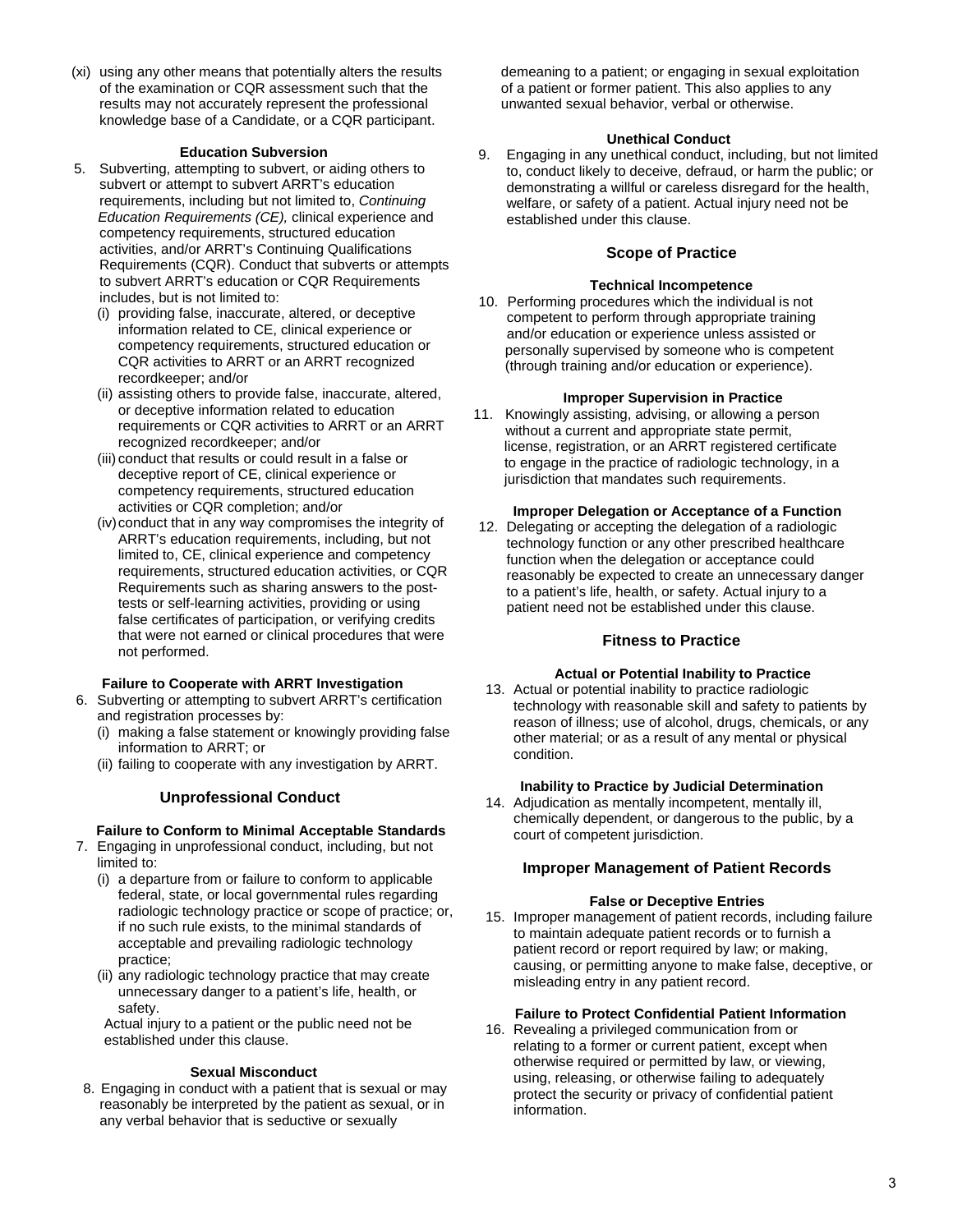(xi) using any other means that potentially alters the results of the examination or CQR assessment such that the results may not accurately represent the professional knowledge base of a Candidate, or a CQR participant.

#### Education Subversion

5. Subverting, attempting to subvert, or aiding others to subvert or attempt to subvert ARRT's education requirements, including but not limited to, *Continuing Education Requirements (CE),* clinical experience and competency requirements, structured education activities, and/or ARRT's Continuing Qualifications Requirements (CQR). Conduct that subverts or attempts to subvert ARRT's education or CQR Requirements includes, but is not limited to:
   (i) providing false, inaccurate, altered, or deceptive information related to CE, clinical experience or competency requirements, structured education or CQR activities to ARRT or an ARRT recognized recordkeeper; and/or
   (ii) assisting others to provide false, inaccurate, altered, or deceptive information related to education requirements or CQR activities to ARRT or an ARRT recognized recordkeeper; and/or
   (iii) conduct that results or could result in a false or deceptive report of CE, clinical experience or competency requirements, structured education activities or CQR completion; and/or
   (iv) conduct that in any way compromises the integrity of ARRT's education requirements, including, but not limited to, CE, clinical experience and competency requirements, structured education activities, or CQR Requirements such as sharing answers to the post-tests or self-learning activities, providing or using false certificates of participation, or verifying credits that were not earned or clinical procedures that were not performed.

#### Failure to Cooperate with ARRT Investigation

6. Subverting or attempting to subvert ARRT's certification and registration processes by:
   (i) making a false statement or knowingly providing false information to ARRT; or
   (ii) failing to cooperate with any investigation by ARRT.

### Unprofessional Conduct

#### Failure to Conform to Minimal Acceptable Standards

7. Engaging in unprofessional conduct, including, but not limited to:
   (i) a departure from or failure to conform to applicable federal, state, or local governmental rules regarding radiologic technology practice or scope of practice; or, if no such rule exists, to the minimal standards of acceptable and prevailing radiologic technology practice;
   (ii) any radiologic technology practice that may create unnecessary danger to a patient's life, health, or safety.

   Actual injury to a patient or the public need not be established under this clause.

#### Sexual Misconduct

8. Engaging in conduct with a patient that is sexual or may reasonably be interpreted by the patient as sexual, or in any verbal behavior that is seductive or sexually demeaning to a patient; or engaging in sexual exploitation of a patient or former patient. This also applies to any unwanted sexual behavior, verbal or otherwise.

#### Unethical Conduct

9. Engaging in any unethical conduct, including, but not limited to, conduct likely to deceive, defraud, or harm the public; or demonstrating a willful or careless disregard for the health, welfare, or safety of a patient. Actual injury need not be established under this clause.

### Scope of Practice

#### Technical Incompetence

10. Performing procedures which the individual is not competent to perform through appropriate training and/or education or experience unless assisted or personally supervised by someone who is competent (through training and/or education or experience).

#### Improper Supervision in Practice

11. Knowingly assisting, advising, or allowing a person without a current and appropriate state permit, license, registration, or an ARRT registered certificate to engage in the practice of radiologic technology, in a jurisdiction that mandates such requirements.

#### Improper Delegation or Acceptance of a Function

12. Delegating or accepting the delegation of a radiologic technology function or any other prescribed healthcare function when the delegation or acceptance could reasonably be expected to create an unnecessary danger to a patient's life, health, or safety. Actual injury to a patient need not be established under this clause.

### Fitness to Practice

#### Actual or Potential Inability to Practice

13. Actual or potential inability to practice radiologic technology with reasonable skill and safety to patients by reason of illness; use of alcohol, drugs, chemicals, or any other material; or as a result of any mental or physical condition.

#### Inability to Practice by Judicial Determination

14. Adjudication as mentally incompetent, mentally ill, chemically dependent, or dangerous to the public, by a court of competent jurisdiction.

### Improper Management of Patient Records

#### False or Deceptive Entries

15. Improper management of patient records, including failure to maintain adequate patient records or to furnish a patient record or report required by law; or making, causing, or permitting anyone to make false, deceptive, or misleading entry in any patient record.

#### Failure to Protect Confidential Patient Information

16. Revealing a privileged communication from or relating to a former or current patient, except when otherwise required or permitted by law, or viewing, using, releasing, or otherwise failing to adequately protect the security or privacy of confidential patient information.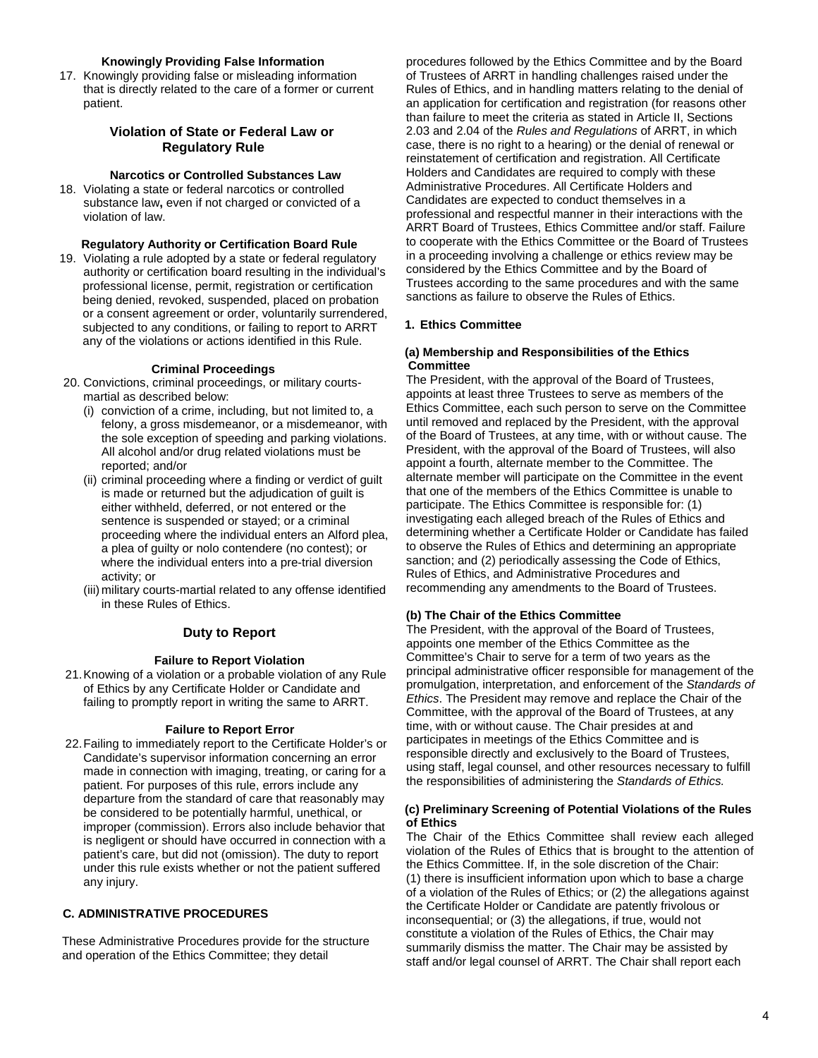**Knowingly Providing False Information**

17. Knowingly providing false or misleading information that is directly related to the care of a former or current patient.

### Violation of State or Federal Law or Regulatory Rule

**Narcotics or Controlled Substances Law**

18. Violating a state or federal narcotics or controlled substance law**,** even if not charged or convicted of a violation of law.

**Regulatory Authority or Certification Board Rule**

19. Violating a rule adopted by a state or federal regulatory authority or certification board resulting in the individual's professional license, permit, registration or certification being denied, revoked, suspended, placed on probation or a consent agreement or order, voluntarily surrendered, subjected to any conditions, or failing to report to ARRT any of the violations or actions identified in this Rule.

**Criminal Proceedings**

20. Convictions, criminal proceedings, or military courts-martial as described below:
    - (i) conviction of a crime, including, but not limited to, a felony, a gross misdemeanor, or a misdemeanor, with the sole exception of speeding and parking violations. All alcohol and/or drug related violations must be reported; and/or
    - (ii) criminal proceeding where a finding or verdict of guilt is made or returned but the adjudication of guilt is either withheld, deferred, or not entered or the sentence is suspended or stayed; or a criminal proceeding where the individual enters an Alford plea, a plea of guilty or nolo contendere (no contest); or where the individual enters into a pre-trial diversion activity; or
    - (iii) military courts-martial related to any offense identified in these Rules of Ethics.

### Duty to Report

**Failure to Report Violation**

21. Knowing of a violation or a probable violation of any Rule of Ethics by any Certificate Holder or Candidate and failing to promptly report in writing the same to ARRT.

**Failure to Report Error**

22. Failing to immediately report to the Certificate Holder's or Candidate's supervisor information concerning an error made in connection with imaging, treating, or caring for a patient. For purposes of this rule, errors include any departure from the standard of care that reasonably may be considered to be potentially harmful, unethical, or improper (commission). Errors also include behavior that is negligent or should have occurred in connection with a patient's care, but did not (omission). The duty to report under this rule exists whether or not the patient suffered any injury.

## C. ADMINISTRATIVE PROCEDURES

These Administrative Procedures provide for the structure and operation of the Ethics Committee; they detail procedures followed by the Ethics Committee and by the Board of Trustees of ARRT in handling challenges raised under the Rules of Ethics, and in handling matters relating to the denial of an application for certification and registration (for reasons other than failure to meet the criteria as stated in Article II, Sections 2.03 and 2.04 of the *Rules and Regulations* of ARRT, in which case, there is no right to a hearing) or the denial of renewal or reinstatement of certification and registration. All Certificate Holders and Candidates are required to comply with these Administrative Procedures. All Certificate Holders and Candidates are expected to conduct themselves in a professional and respectful manner in their interactions with the ARRT Board of Trustees, Ethics Committee and/or staff. Failure to cooperate with the Ethics Committee or the Board of Trustees in a proceeding involving a challenge or ethics review may be considered by the Ethics Committee and by the Board of Trustees according to the same procedures and with the same sanctions as failure to observe the Rules of Ethics.

### 1. Ethics Committee

**(a) Membership and Responsibilities of the Ethics Committee**

The President, with the approval of the Board of Trustees, appoints at least three Trustees to serve as members of the Ethics Committee, each such person to serve on the Committee until removed and replaced by the President, with the approval of the Board of Trustees, at any time, with or without cause. The President, with the approval of the Board of Trustees, will also appoint a fourth, alternate member to the Committee. The alternate member will participate on the Ethics Committee in the event that one of the members of the Ethics Committee is unable to participate. The Ethics Committee is responsible for: (1) investigating each alleged breach of the Rules of Ethics and determining whether a Certificate Holder or Candidate has failed to observe the Rules of Ethics and determining an appropriate sanction; and (2) periodically assessing the Code of Ethics, Rules of Ethics, and Administrative Procedures and recommending any amendments to the Board of Trustees.

**(b) The Chair of the Ethics Committee**

The President, with the approval of the Board of Trustees, appoints one member of the Ethics Committee as the Committee's Chair to serve for a term of two years as the principal administrative officer responsible for management of the promulgation, interpretation, and enforcement of the *Standards of Ethics*. The President may remove and replace the Chair of the Committee, with the approval of the Board of Trustees, at any time, with or without cause. The Chair presides at and participates in meetings of the Ethics Committee and is responsible directly and exclusively to the Board of Trustees, using staff, legal counsel, and other resources necessary to fulfill the responsibilities of administering the *Standards of Ethics.*

**(c) Preliminary Screening of Potential Violations of the Rules of Ethics**

The Chair of the Ethics Committee shall review each alleged violation of the Rules of Ethics that is brought to the attention of the Ethics Committee. If, in the sole discretion of the Chair: (1) there is insufficient information upon which to base a charge of a violation of the Rules of Ethics; or (2) the allegations against the Certificate Holder or Candidate are patently frivolous or inconsequential; or (3) the allegations, if true, would not constitute a violation of the Rules of Ethics, the Chair may summarily dismiss the matter. The Chair may be assisted by staff and/or legal counsel of ARRT. The Chair shall report each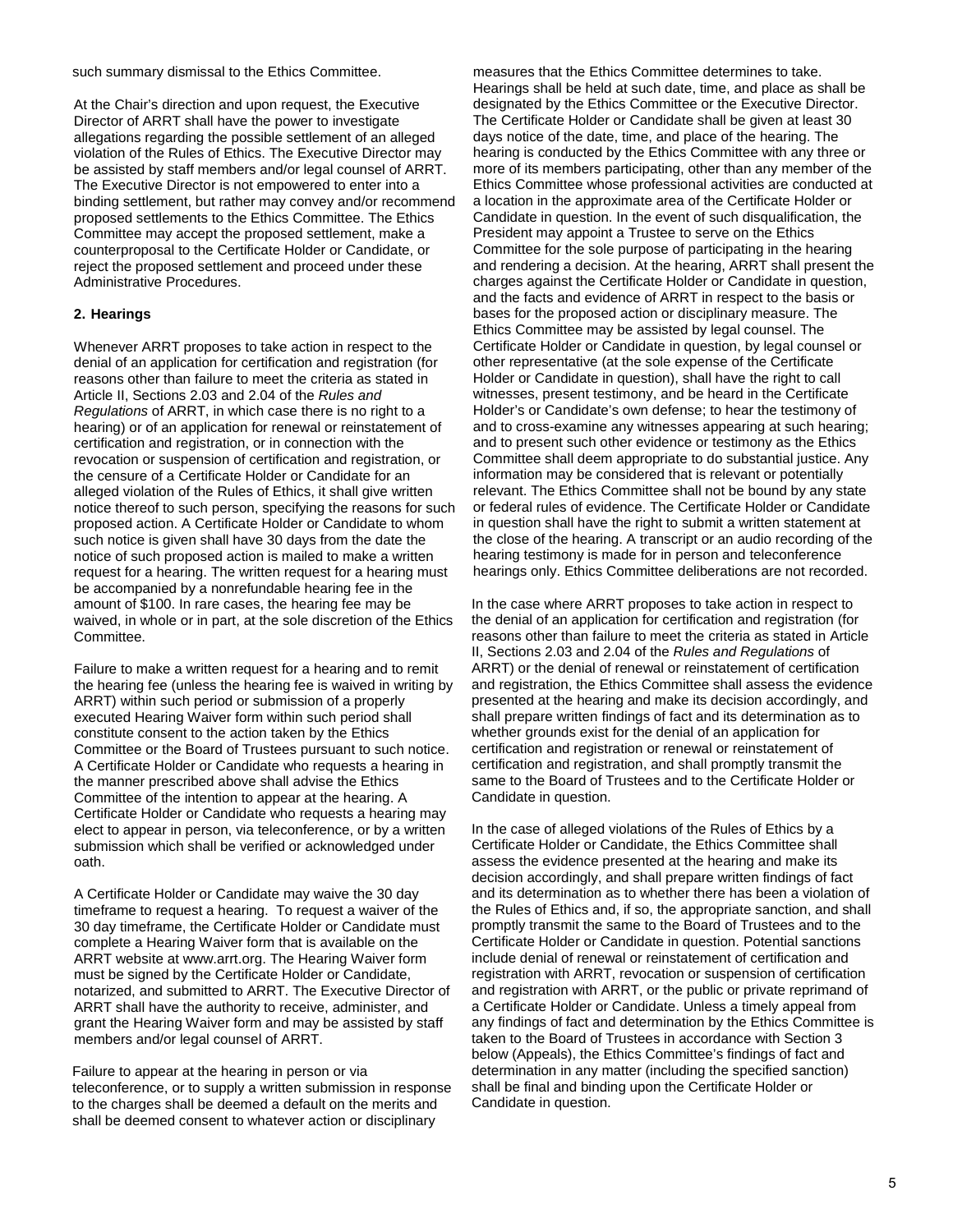such summary dismissal to the Ethics Committee.

At the Chair's direction and upon request, the Executive Director of ARRT shall have the power to investigate allegations regarding the possible settlement of an alleged violation of the Rules of Ethics. The Executive Director may be assisted by staff members and/or legal counsel of ARRT. The Executive Director is not empowered to enter into a binding settlement, but rather may convey and/or recommend proposed settlements to the Ethics Committee. The Ethics Committee may accept the proposed settlement, make a counterproposal to the Certificate Holder or Candidate, or reject the proposed settlement and proceed under these Administrative Procedures.

**2. Hearings**

Whenever ARRT proposes to take action in respect to the denial of an application for certification and registration (for reasons other than failure to meet the criteria as stated in Article II, Sections 2.03 and 2.04 of the *Rules and Regulations* of ARRT, in which case there is no right to a hearing) or of an application for renewal or reinstatement of certification and registration, or in connection with the revocation or suspension of certification and registration, or the censure of a Certificate Holder or Candidate for an alleged violation of the Rules of Ethics, it shall give written notice thereof to such person, specifying the reasons for such proposed action. A Certificate Holder or Candidate to whom such notice is given shall have 30 days from the date the notice of such proposed action is mailed to make a written request for a hearing. The written request for a hearing must be accompanied by a nonrefundable hearing fee in the amount of $100. In rare cases, the hearing fee may be waived, in whole or in part, at the sole discretion of the Ethics Committee.

Failure to make a written request for a hearing and to remit the hearing fee (unless the hearing fee is waived in writing by ARRT) within such period or submission of a properly executed Hearing Waiver form within such period shall constitute consent to the action taken by the Ethics Committee or the Board of Trustees pursuant to such notice. A Certificate Holder or Candidate who requests a hearing in the manner prescribed above shall advise the Ethics Committee of the intention to appear at the hearing. A Certificate Holder or Candidate who requests a hearing may elect to appear in person, via teleconference, or by a written submission which shall be verified or acknowledged under oath.

A Certificate Holder or Candidate may waive the 30 day timeframe to request a hearing. To request a waiver of the 30 day timeframe, the Certificate Holder or Candidate must complete a Hearing Waiver form that is available on the ARRT website at www.arrt.org. The Hearing Waiver form must be signed by the Certificate Holder or Candidate, notarized, and submitted to ARRT. The Executive Director of ARRT shall have the authority to receive, administer, and grant the Hearing Waiver form and may be assisted by staff members and/or legal counsel of ARRT.

Failure to appear at the hearing in person or via teleconference, or to supply a written submission in response to the charges shall be deemed a default on the merits and shall be deemed consent to whatever action or disciplinary measures that the Ethics Committee determines to take. Hearings shall be held at such date, time, and place as shall be designated by the Ethics Committee or the Executive Director. The Certificate Holder or Candidate shall be given at least 30 days notice of the date, time, and place of the hearing. The hearing is conducted by the Ethics Committee with any three or more of its members participating, other than any member of the Ethics Committee whose professional activities are conducted at a location in the approximate area of the Certificate Holder or Candidate in question. In the event of such disqualification, the President may appoint a Trustee to serve on the Ethics Committee for the sole purpose of participating in the hearing and rendering a decision. At the hearing, ARRT shall present the charges against the Certificate Holder or Candidate in question, and the facts and evidence of ARRT in respect to the basis or bases for the proposed action or disciplinary measure. The Ethics Committee may be assisted by legal counsel. The Certificate Holder or Candidate in question, by legal counsel or other representative (at the sole expense of the Certificate Holder or Candidate in question), shall have the right to call witnesses, present testimony, and be heard in the Certificate Holder's or Candidate's own defense; to hear the testimony of and to cross-examine any witnesses appearing at such hearing; and to present such other evidence or testimony as the Ethics Committee shall deem appropriate to do substantial justice. Any information may be considered that is relevant or potentially relevant. The Ethics Committee shall not be bound by any state or federal rules of evidence. The Certificate Holder or Candidate in question shall have the right to submit a written statement at the close of the hearing. A transcript or an audio recording of the hearing testimony is made for in person and teleconference hearings only. Ethics Committee deliberations are not recorded.

In the case where ARRT proposes to take action in respect to the denial of an application for certification and registration (for reasons other than failure to meet the criteria as stated in Article II, Sections 2.03 and 2.04 of the *Rules and Regulations* of ARRT) or the denial of renewal or reinstatement of certification and registration, the Ethics Committee shall assess the evidence presented at the hearing and make its decision accordingly, and shall prepare written findings of fact and its determination as to whether grounds exist for the denial of an application for certification and registration or renewal or reinstatement of certification and registration, and shall promptly transmit the same to the Board of Trustees and to the Certificate Holder or Candidate in question.

In the case of alleged violations of the Rules of Ethics by a Certificate Holder or Candidate, the Ethics Committee shall assess the evidence presented at the hearing and make its decision accordingly, and shall prepare written findings of fact and its determination as to whether there has been a violation of the Rules of Ethics and, if so, the appropriate sanction, and shall promptly transmit the same to the Board of Trustees and to the Certificate Holder or Candidate in question. Potential sanctions include denial of renewal or reinstatement of certification and registration with ARRT, revocation or suspension of certification and registration with ARRT, or the public or private reprimand of a Certificate Holder or Candidate. Unless a timely appeal from any findings of fact and determination by the Ethics Committee is taken to the Board of Trustees in accordance with Section 3 below (Appeals), the Ethics Committee's findings of fact and determination in any matter (including the specified sanction) shall be final and binding upon the Certificate Holder or Candidate in question.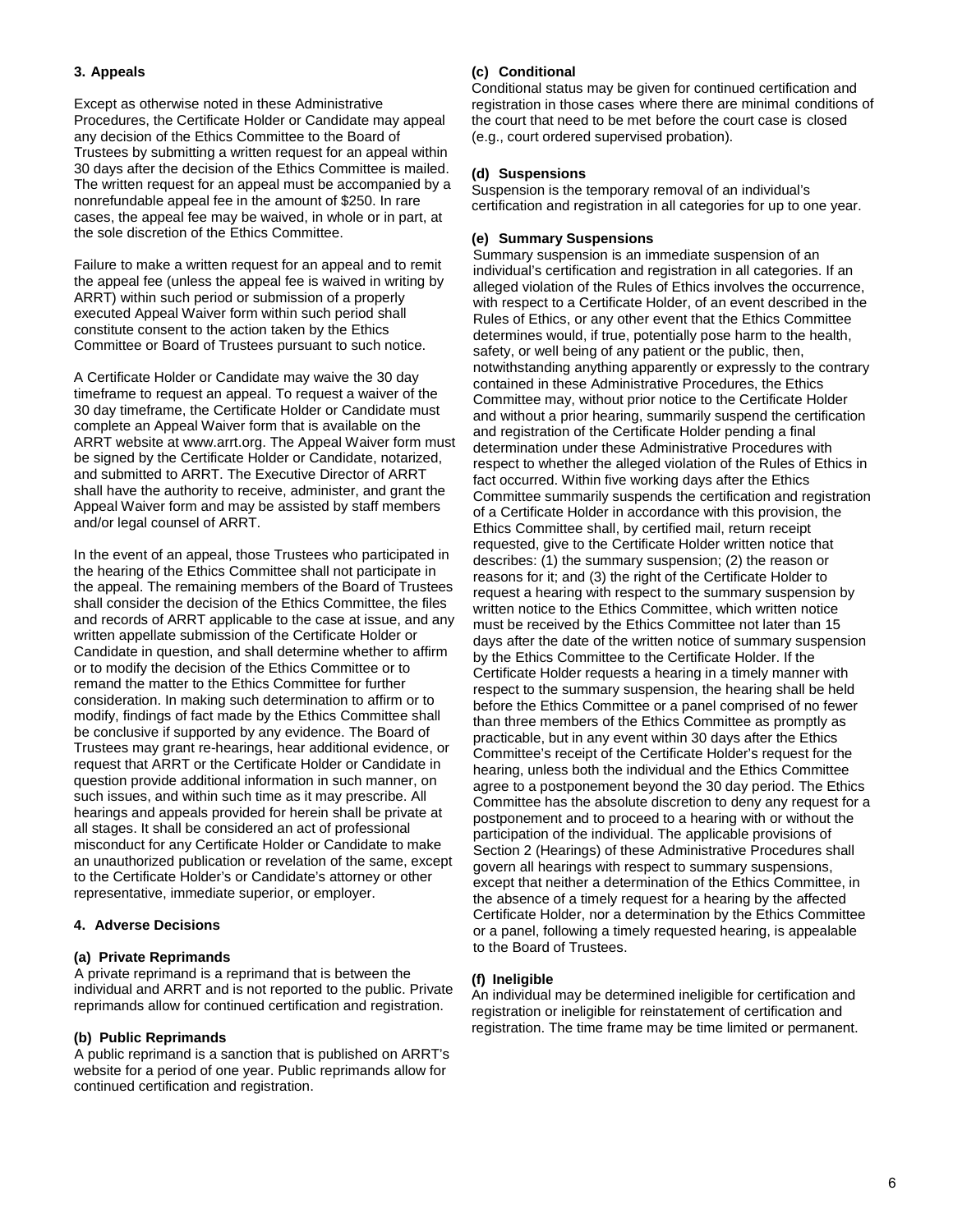### 3. Appeals

Except as otherwise noted in these Administrative Procedures, the Certificate Holder or Candidate may appeal any decision of the Ethics Committee to the Board of Trustees by submitting a written request for an appeal within 30 days after the decision of the Ethics Committee is mailed. The written request for an appeal must be accompanied by a nonrefundable appeal fee in the amount of $250. In rare cases, the appeal fee may be waived, in whole or in part, at the sole discretion of the Ethics Committee.

Failure to make a written request for an appeal and to remit the appeal fee (unless the appeal fee is waived in writing by ARRT) within such period or submission of a properly executed Appeal Waiver form within such period shall constitute consent to the action taken by the Ethics Committee or Board of Trustees pursuant to such notice.

A Certificate Holder or Candidate may waive the 30 day timeframe to request an appeal. To request a waiver of the 30 day timeframe, the Certificate Holder or Candidate must complete an Appeal Waiver form that is available on the ARRT website at www.arrt.org. The Appeal Waiver form must be signed by the Certificate Holder or Candidate, notarized, and submitted to ARRT. The Executive Director of ARRT shall have the authority to receive, administer, and grant the Appeal Waiver form and may be assisted by staff members and/or legal counsel of ARRT.

In the event of an appeal, those Trustees who participated in the hearing of the Ethics Committee shall not participate in the appeal. The remaining members of the Board of Trustees shall consider the decision of the Ethics Committee, the files and records of ARRT applicable to the case at issue, and any written appellate submission of the Certificate Holder or Candidate in question, and shall determine whether to affirm or to modify the decision of the Ethics Committee or to remand the matter to the Ethics Committee for further consideration. In making such determination to affirm or to modify, findings of fact made by the Ethics Committee shall be conclusive if supported by any evidence. The Board of Trustees may grant re-hearings, hear additional evidence, or request that ARRT or the Certificate Holder or Candidate in question provide additional information in such manner, on such issues, and within such time as it may prescribe. All hearings and appeals provided for herein shall be private at all stages. It shall be considered an act of professional misconduct for any Certificate Holder or Candidate to make an unauthorized publication or revelation of the same, except to the Certificate Holder's or Candidate's attorney or other representative, immediate superior, or employer.

### 4. Adverse Decisions

#### (a) Private Reprimands

A private reprimand is a reprimand that is between the individual and ARRT and is not reported to the public. Private reprimands allow for continued certification and registration.

#### (b) Public Reprimands

A public reprimand is a sanction that is published on ARRT's website for a period of one year. Public reprimands allow for continued certification and registration.

#### (c) Conditional

Conditional status may be given for continued certification and registration in those cases where there are minimal conditions of the court that need to be met before the court case is closed (e.g., court ordered supervised probation).

#### (d) Suspensions

Suspension is the temporary removal of an individual's certification and registration in all categories for up to one year.

#### (e) Summary Suspensions

Summary suspension is an immediate suspension of an individual's certification and registration in all categories. If an alleged violation of the Rules of Ethics involves the occurrence, with respect to a Certificate Holder, of an event described in the Rules of Ethics, or any other event that the Ethics Committee determines would, if true, potentially pose harm to the health, safety, or well being of any patient or the public, then, notwithstanding anything apparently or expressly to the contrary contained in these Administrative Procedures, the Ethics Committee may, without prior notice to the Certificate Holder and without a prior hearing, summarily suspend the certification and registration of the Certificate Holder pending a final determination under these Administrative Procedures with respect to whether the alleged violation of the Rules of Ethics in fact occurred. Within five working days after the Ethics Committee summarily suspends the certification and registration of a Certificate Holder in accordance with this provision, the Ethics Committee shall, by certified mail, return receipt requested, give to the Certificate Holder written notice that describes: (1) the summary suspension; (2) the reason or reasons for it; and (3) the right of the Certificate Holder to request a hearing with respect to the summary suspension by written notice to the Ethics Committee, which written notice must be received by the Ethics Committee not later than 15 days after the date of the written notice of summary suspension by the Ethics Committee to the Certificate Holder. If the Certificate Holder requests a hearing in a timely manner with respect to the summary suspension, the hearing shall be held before the Ethics Committee or a panel comprised of no fewer than three members of the Ethics Committee as promptly as practicable, but in any event within 30 days after the Ethics Committee's receipt of the Certificate Holder's request for the hearing, unless both the individual and the Ethics Committee agree to a postponement beyond the 30 day period. The Ethics Committee has the absolute discretion to deny any request for a postponement and to proceed to a hearing with or without the participation of the individual. The applicable provisions of Section 2 (Hearings) of these Administrative Procedures shall govern all hearings with respect to summary suspensions, except that neither a determination of the Ethics Committee, in the absence of a timely request for a hearing by the affected Certificate Holder, nor a determination by the Ethics Committee or a panel, following a timely requested hearing, is appealable to the Board of Trustees.

#### (f) Ineligible

An individual may be determined ineligible for certification and registration or ineligible for reinstatement of certification and registration. The time frame may be time limited or permanent.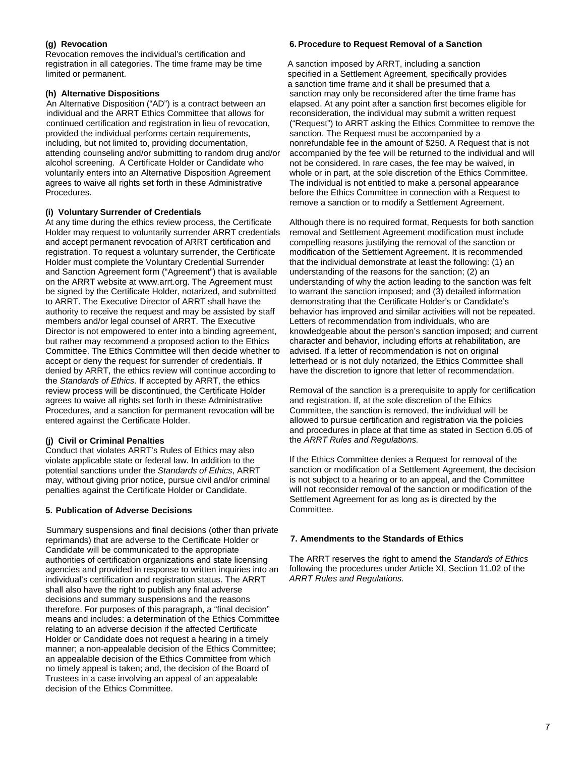#### (g) Revocation

Revocation removes the individual's certification and registration in all categories. The time frame may be time limited or permanent.

#### (h) Alternative Dispositions

An Alternative Disposition ("AD") is a contract between an individual and the ARRT Ethics Committee that allows for continued certification and registration in lieu of revocation, provided the individual performs certain requirements, including, but not limited to, providing documentation, attending counseling and/or submitting to random drug and/or alcohol screening. A Certificate Holder or Candidate who voluntarily enters into an Alternative Disposition Agreement agrees to waive all rights set forth in these Administrative Procedures.

#### (i) Voluntary Surrender of Credentials

At any time during the ethics review process, the Certificate Holder may request to voluntarily surrender ARRT credentials and accept permanent revocation of ARRT certification and registration. To request a voluntary surrender, the Certificate Holder must complete the Voluntary Credential Surrender and Sanction Agreement form ("Agreement") that is available on the ARRT website at www.arrt.org. The Agreement must be signed by the Certificate Holder, notarized, and submitted to ARRT. The Executive Director of ARRT shall have the authority to receive the request and may be assisted by staff members and/or legal counsel of ARRT. The Executive Director is not empowered to enter into a binding agreement, but rather may recommend a proposed action to the Ethics Committee. The Ethics Committee will then decide whether to accept or deny the request for surrender of credentials. If denied by ARRT, the ethics review will continue according to the *Standards of Ethics*. If accepted by ARRT, the ethics review process will be discontinued, the Certificate Holder agrees to waive all rights set forth in these Administrative Procedures, and a sanction for permanent revocation will be entered against the Certificate Holder.

#### (j) Civil or Criminal Penalties

Conduct that violates ARRT's Rules of Ethics may also violate applicable state or federal law. In addition to the potential sanctions under the *Standards of Ethics*, ARRT may, without giving prior notice, pursue civil and/or criminal penalties against the Certificate Holder or Candidate.

### 5. Publication of Adverse Decisions

Summary suspensions and final decisions (other than private reprimands) that are adverse to the Certificate Holder or Candidate will be communicated to the appropriate authorities of certification organizations and state licensing agencies and provided in response to written inquiries into an individual's certification and registration status. The ARRT shall also have the right to publish any final adverse decisions and summary suspensions and the reasons therefore. For purposes of this paragraph, a "final decision" means and includes: a determination of the Ethics Committee relating to an adverse decision if the affected Certificate Holder or Candidate does not request a hearing in a timely manner; a non-appealable decision of the Ethics Committee; an appealable decision of the Ethics Committee from which no timely appeal is taken; and, the decision of the Board of Trustees in a case involving an appeal of an appealable decision of the Ethics Committee.

### 6. Procedure to Request Removal of a Sanction

A sanction imposed by ARRT, including a sanction specified in a Settlement Agreement, specifically provides a sanction time frame and it shall be presumed that a sanction may only be reconsidered after the time frame has elapsed. At any point after a sanction first becomes eligible for reconsideration, the individual may submit a written request ("Request") to ARRT asking the Ethics Committee to remove the sanction. The Request must be accompanied by a nonrefundable fee in the amount of $250. A Request that is not accompanied by the fee will be returned to the individual and will not be considered. In rare cases, the fee may be waived, in whole or in part, at the sole discretion of the Ethics Committee. The individual is not entitled to make a personal appearance before the Ethics Committee in connection with a Request to remove a sanction or to modify a Settlement Agreement.

Although there is no required format, Requests for both sanction removal and Settlement Agreement modification must include compelling reasons justifying the removal of the sanction or modification of the Settlement Agreement. It is recommended that the individual demonstrate at least the following: (1) an understanding of the reasons for the sanction; (2) an understanding of why the action leading to the sanction was felt to warrant the sanction imposed; and (3) detailed information demonstrating that the Certificate Holder's or Candidate's behavior has improved and similar activities will not be repeated. Letters of recommendation from individuals, who are knowledgeable about the person's sanction imposed; and current character and behavior, including efforts at rehabilitation, are advised. If a letter of recommendation is not on original letterhead or is not duly notarized, the Ethics Committee shall have the discretion to ignore that letter of recommendation.

Removal of the sanction is a prerequisite to apply for certification and registration. If, at the sole discretion of the Ethics Committee, the sanction is removed, the individual will be allowed to pursue certification and registration via the policies and procedures in place at that time as stated in Section 6.05 of the *ARRT Rules and Regulations.*

If the Ethics Committee denies a Request for removal of the sanction or modification of a Settlement Agreement, the decision is not subject to a hearing or to an appeal, and the Committee will not reconsider removal of the sanction or modification of the Settlement Agreement for as long as is directed by the Committee.

### 7. Amendments to the Standards of Ethics

The ARRT reserves the right to amend the *Standards of Ethics* following the procedures under Article XI, Section 11.02 of the *ARRT Rules and Regulations.*